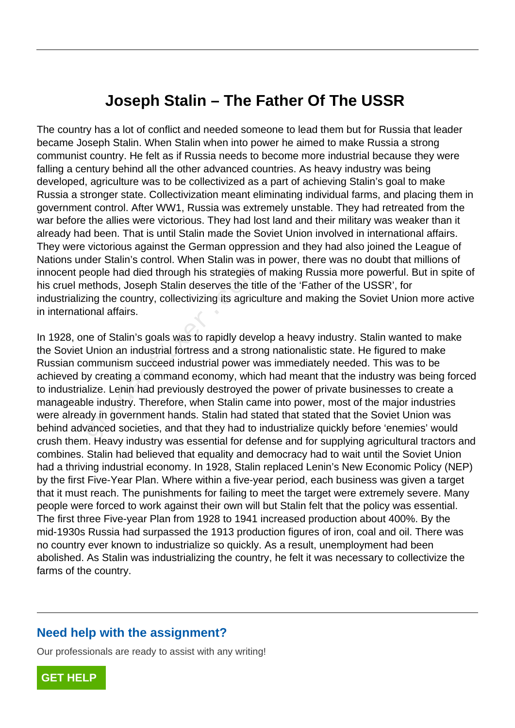# Joseph Stalin – The Father Of The USSR

The country has a lot of conflict and needed someone to lead them but for Russia that leader became Joseph Stalin. When Stalin when into power he aimed to make Russia a strong communist country. He felt as if Russia needs to become more industrial because they were falling a century behind all the other advanced countries. As heavy industry was being developed, agriculture was to be collectivized as a part of achieving Stalin's goal to make Russia a stronger state. Collectivization meant eliminating individual farms, and placing them in government control. After WW1, Russia was extremely unstable. They had retreated from the war before the allies were victorious. They had lost land and their military was weaker than it already had been. That is until Stalin made the Soviet Union involved in international affairs. They were victorious against the German oppression and they had also joined the League of Nations under Stalin's control. When Stalin was in power, there was no doubt that millions of innocent people had died through his strategies of making Russia more powerful. But in spite of his cruel methods, Joseph Stalin deserves the title of the 'Father of the USSR', for industrializing the country, collectivizing its agriculture and making the Soviet Union more active in international affairs.

In 1928, one of Stalin's goals was to rapidly develop a heavy industry. Stalin wanted to make the Soviet Union an industrial fortress and a strong nationalistic state. He figured to make Russian communism succeed industrial power was immediately needed. This was to be achieved by creating a command economy, which had meant that the industry was being forced to industrialize. Lenin had previously destroyed the power of private businesses to create a manageable industry. Therefore, when Stalin came into power, most of the major industries were already in government hands. Stalin had stated that stated that the Soviet Union was behind advanced societies, and that they had to industrialize quickly before 'enemies' would crush them. Heavy industry was essential for defense and for supplying agricultural tractors and combines. Stalin had believed that equality and democracy had to wait until the Soviet Union had a thriving industrial economy. In 1928, Stalin replaced Lenin's New Economic Policy (NEP) by the first Five-Year Plan. Where within a five-year period, each business was given a target that it must reach. The punishments for failing to meet the target were extremely severe. Many people were forced to work against their own will but Stalin felt that the policy was essential. The first three Five-year Plan from 1928 to 1941 increased production about 400%. By the mid-1930s Russia had surpassed the 1913 production figures of iron, coal and oil. There was no country ever known to industrialize so quickly. As a result, unemployment had been abolished. As Stalin was industrializing the country, he felt it was necessary to collectivize the farms of the country.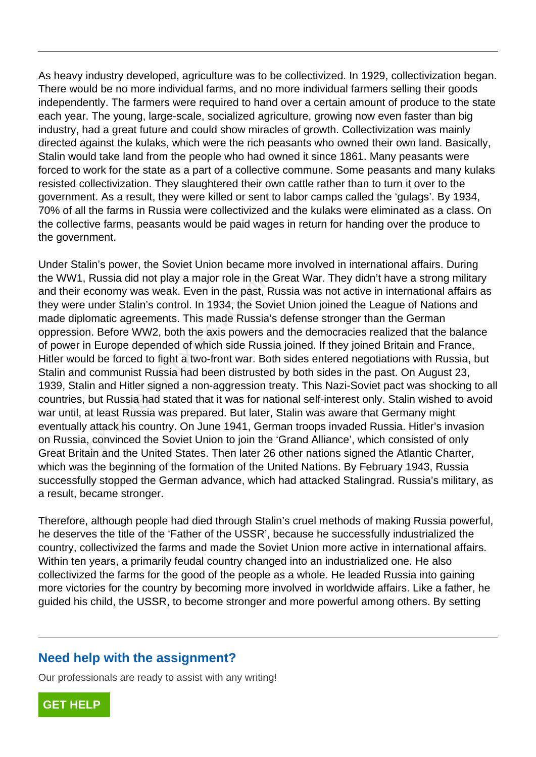As heavy industry developed, agriculture was to be collectivized. In 1929, collectivization began. There would be no more individual farms, and no more individual farmers selling their goods independently. The farmers were required to hand over a certain amount of produce to the state each year. The young, large-scale, socialized agriculture, growing now even faster than big industry, had a great future and could show miracles of growth. Collectivization was mainly directed against the kulaks, which were the rich peasants who owned their own land. Basically, Stalin would take land from the people who had owned it since 1861. Many peasants were forced to work for the state as a part of a collective commune. Some peasants and many kulaks resisted collectivization. They slaughtered their own cattle rather than to turn it over to the government. As a result, they were killed or sent to labor camps called the 'gulags'. By 1934, 70% of all the farms in Russia were collectivized and the kulaks were eliminated as a class. On the collective farms, peasants would be paid wages in return for handing over the produce to the government.

Under Stalin's power, the Soviet Union became more involved in international affairs. During the WW1, Russia did not play a major role in the Great War. They didn't have a strong military and their economy was weak. Even in the past, Russia was not active in international affairs as they were under Stalin's control. In 1934, the Soviet Union joined the League of Nations and made diplomatic agreements. This made Russia's defense stronger than the German oppression. Before WW2, both the axis powers and the democracies realized that the balance of power in Europe depended of which side Russia joined. If they joined Britain and France, Hitler would be forced to fight a two-front war. Both sides entered negotiations with Russia, but Stalin and communist Russia had been distrusted by both sides in the past. On August 23, 1939, Stalin and Hitler signed a non-aggression treaty. This Nazi-Soviet pact was shocking to all countries, but Russia had stated that it was for national self-interest only. Stalin wished to avoid war until, at least Russia was prepared. But later, Stalin was aware that Germany might eventually attack his country. On June 1941, German troops invaded Russia. Hitler's invasion on Russia, convinced the Soviet Union to join the 'Grand Alliance', which consisted of only Great Britain and the United States. Then later 26 other nations signed the Atlantic Charter, which was the beginning of the formation of the United Nations. By February 1943, Russia successfully stopped the German advance, which had attacked Stalingrad. Russia's military, as a result, became stronger.

Therefore, although people had died through Stalin's cruel methods of making Russia powerful, he deserves the title of the 'Father of the USSR', because he successfully industrialized the country, collectivized the farms and made the Soviet Union more active in international affairs. Within ten years, a primarily feudal country changed into an industrialized one. He also collectivized the farms for the good of the people as a whole. He leaded Russia into gaining more victories for the country by becoming more involved in worldwide affairs. Like a father, he guided his child, the USSR, to become stronger and more powerful among others. By setting

## Need help with the assignment?

Our professionals are ready to assist with any writing!

**GET HELP**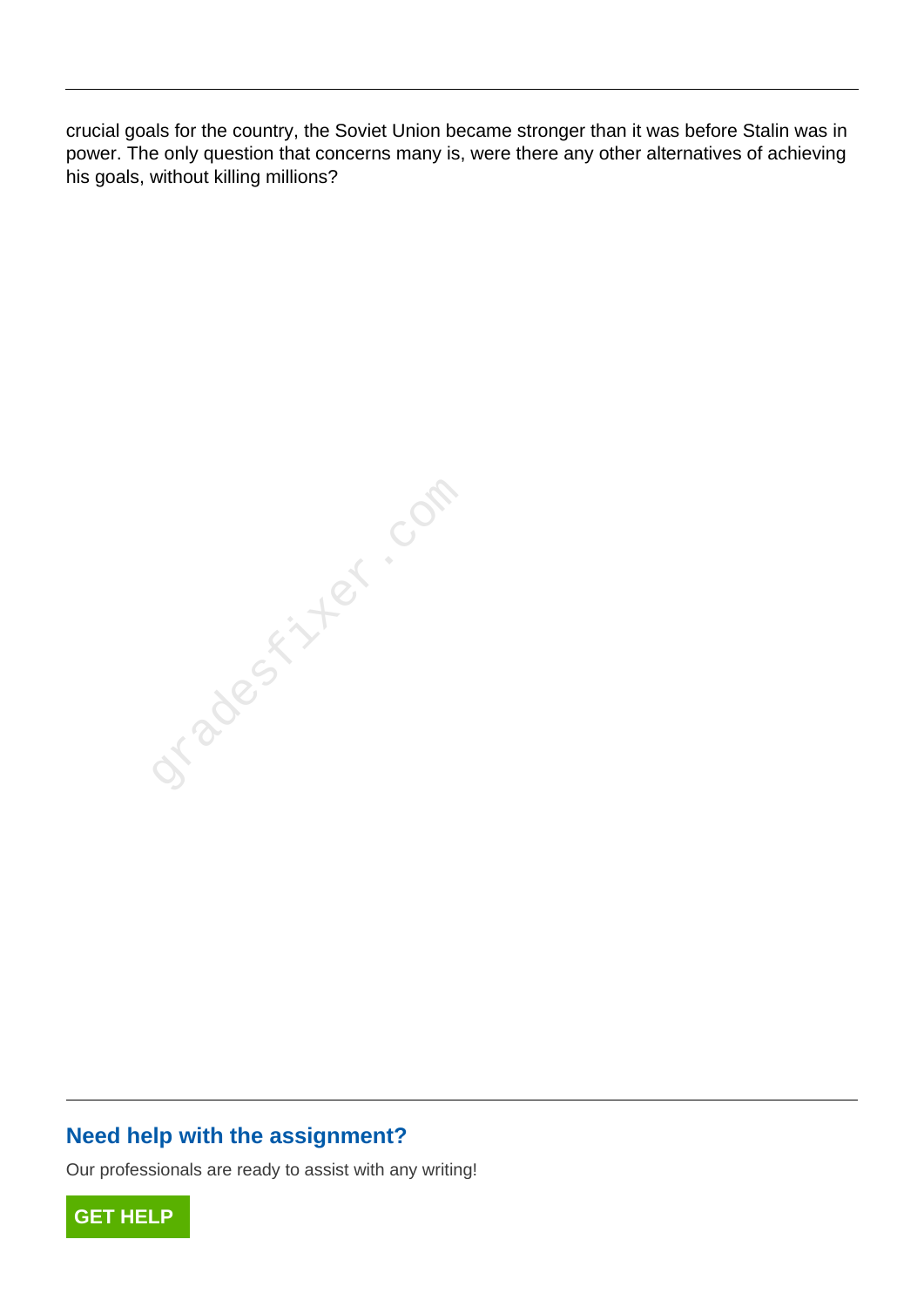crucial goals for the country, the Soviet Union became stronger than it was before Stalin was in power. The only question that concerns many is, were there any other alternatives of achieving his goals, without killing millions?